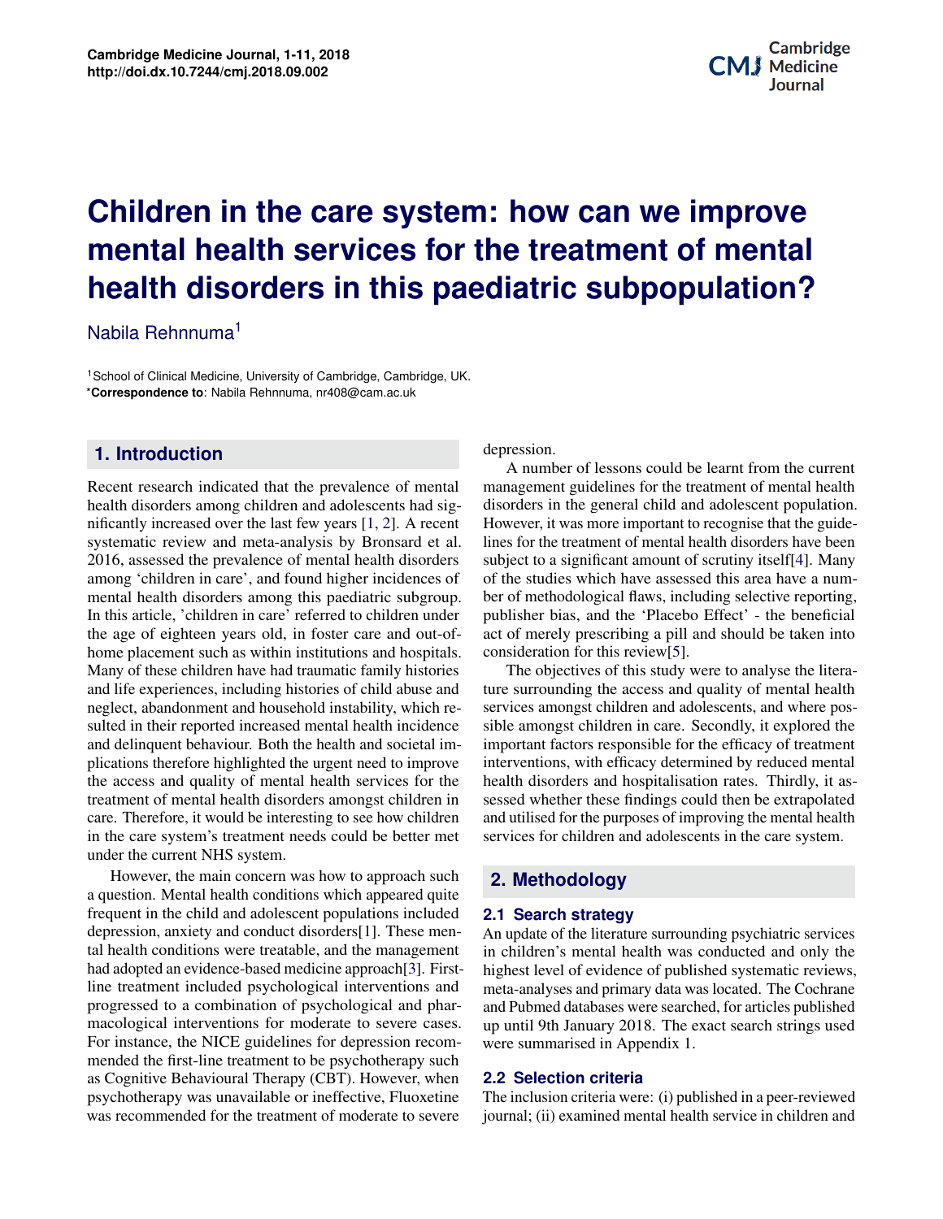# Children in the care system: how can we improve mental health services for the treatment of mental health disorders in this paediatric subpopulation?

Nabila Rehnnuma[1]

[1]School of Clinical Medicine, University of Cambridge, Cambridge, UK.
***Correspondence to**: Nabila Rehnnuma, nr408@cam.ac.uk

## 1. Introduction

Recent research indicated that the prevalence of mental health disorders among children and adolescents had significantly increased over the last few years [1, 2]. A recent systematic review and meta-analysis by Bronsard et al. 2016, assessed the prevalence of mental health disorders among 'children in care', and found higher incidences of mental health disorders among this paediatric subgroup. In this article, 'children in care' referred to children under the age of eighteen years old, in foster care and out-of-home placement such as within institutions and hospitals. Many of these children have had traumatic family histories and life experiences, including histories of child abuse and neglect, abandonment and household instability, which resulted in their reported increased mental health incidence and delinquent behaviour. Both the health and societal implications therefore highlighted the urgent need to improve the access and quality of mental health services for the treatment of mental health disorders amongst children in care. Therefore, it would be interesting to see how children in the care system's treatment needs could be better met under the current NHS system.

However, the main concern was how to approach such a question. Mental health conditions which appeared quite frequent in the child and adolescent populations included depression, anxiety and conduct disorders[1]. These mental health conditions were treatable, and the management had adopted an evidence-based medicine approach[3]. First-line treatment included psychological interventions and progressed to a combination of psychological and pharmacological interventions for moderate to severe cases. For instance, the NICE guidelines for depression recommended the first-line treatment to be psychotherapy such as Cognitive Behavioural Therapy (CBT). However, when psychotherapy was unavailable or ineffective, Fluoxetine was recommended for the treatment of moderate to severe depression.

A number of lessons could be learnt from the current management guidelines for the treatment of mental health disorders in the general child and adolescent population. However, it was more important to recognise that the guidelines for the treatment of mental health disorders have been subject to a significant amount of scrutiny itself[4]. Many of the studies which have assessed this area have a number of methodological flaws, including selective reporting, publisher bias, and the 'Placebo Effect' - the beneficial act of merely prescribing a pill and should be taken into consideration for this review[5].

The objectives of this study were to analyse the literature surrounding the access and quality of mental health services amongst children and adolescents, and where possible amongst children in care. Secondly, it explored the important factors responsible for the efficacy of treatment interventions, with efficacy determined by reduced mental health disorders and hospitalisation rates. Thirdly, it assessed whether these findings could then be extrapolated and utilised for the purposes of improving the mental health services for children and adolescents in the care system.

## 2. Methodology

### 2.1 Search strategy

An update of the literature surrounding psychiatric services in children's mental health was conducted and only the highest level of evidence of published systematic reviews, meta-analyses and primary data was located. The Cochrane and Pubmed databases were searched, for articles published up until 9th January 2018. The exact search strings used were summarised in Appendix 1.

### 2.2 Selection criteria

The inclusion criteria were: (i) published in a peer-reviewed journal; (ii) examined mental health service in children and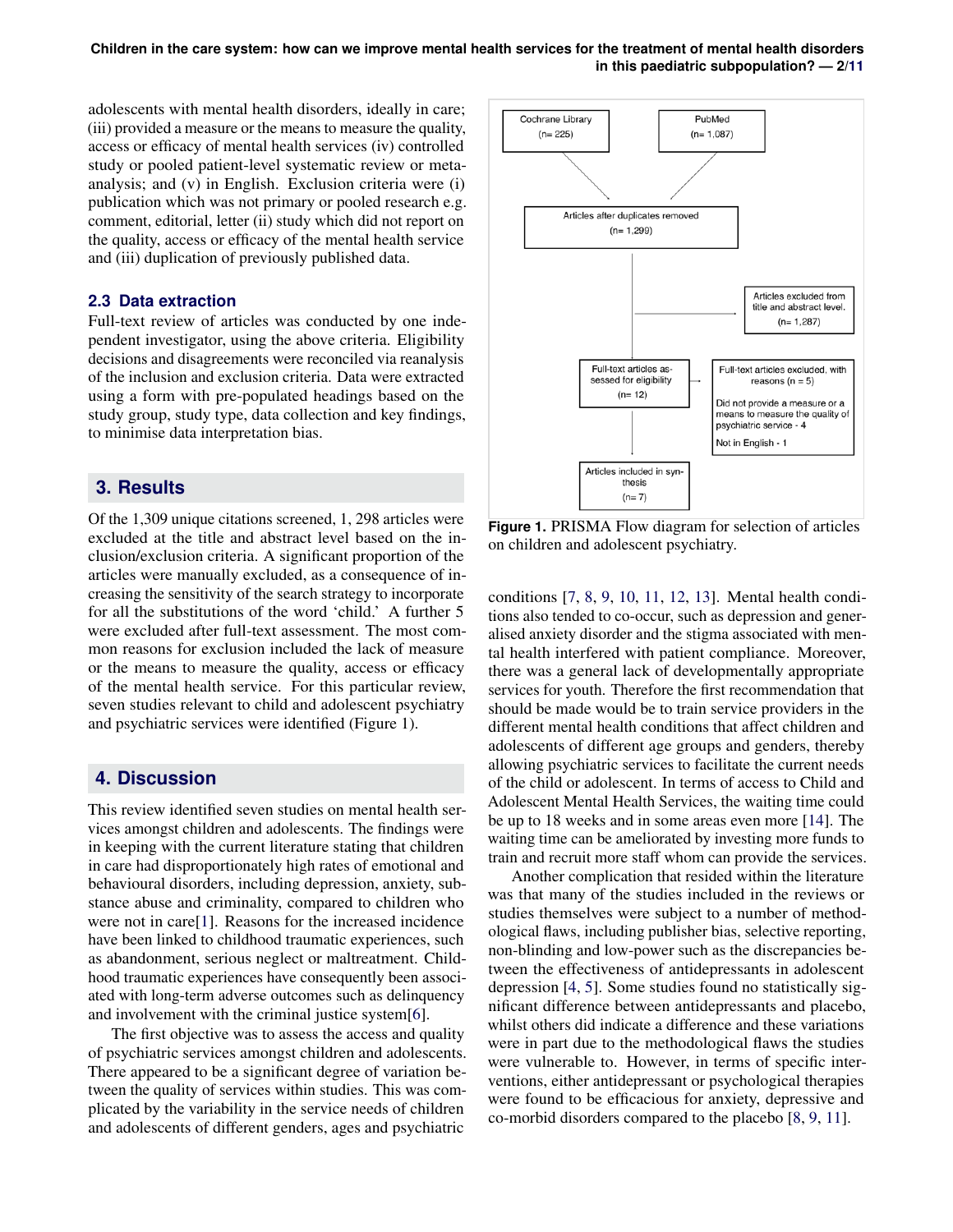adolescents with mental health disorders, ideally in care; (iii) provided a measure or the means to measure the quality, access or efficacy of mental health services (iv) controlled study or pooled patient-level systematic review or meta-analysis; and (v) in English. Exclusion criteria were (i) publication which was not primary or pooled research e.g. comment, editorial, letter (ii) study which did not report on the quality, access or efficacy of the mental health service and (iii) duplication of previously published data.

### 2.3 Data extraction

Full-text review of articles was conducted by one independent investigator, using the above criteria. Eligibility decisions and disagreements were reconciled via reanalysis of the inclusion and exclusion criteria. Data were extracted using a form with pre-populated headings based on the study group, study type, data collection and key findings, to minimise data interpretation bias.

## 3. Results

Of the 1,309 unique citations screened, 1, 298 articles were excluded at the title and abstract level based on the inclusion/exclusion criteria. A significant proportion of the articles were manually excluded, as a consequence of increasing the sensitivity of the search strategy to incorporate for all the substitutions of the word 'child.' A further 5 were excluded after full-text assessment. The most common reasons for exclusion included the lack of measure or the means to measure the quality, access or efficacy of the mental health service. For this particular review, seven studies relevant to child and adolescent psychiatry and psychiatric services were identified (Figure 1).

Cochrane Library (n= 225)

PubMed (n= 1,087)

Articles after duplicates removed (n= 1,299)

Articles excluded from title and abstract level. (n= 1,287)

Full-text articles assessed for eligibility (n= 12)

Full-text articles excluded, with reasons (n = 5)

Did not provide a measure or a means to measure the quality of psychiatric service - 4

Not in English - 1

Articles included in synthesis (n= 7)

**Figure 1.** PRISMA Flow diagram for selection of articles on children and adolescent psychiatry.

## 4. Discussion

This review identified seven studies on mental health services amongst children and adolescents. The findings were in keeping with the current literature stating that children in care had disproportionately high rates of emotional and behavioural disorders, including depression, anxiety, substance abuse and criminality, compared to children who were not in care[1]. Reasons for the increased incidence have been linked to childhood traumatic experiences, such as abandonment, serious neglect or maltreatment. Childhood traumatic experiences have consequently been associated with long-term adverse outcomes such as delinquency and involvement with the criminal justice system[6].

The first objective was to assess the access and quality of psychiatric services amongst children and adolescents. There appeared to be a significant degree of variation between the quality of services within studies. This was complicated by the variability in the service needs of children and adolescents of different genders, ages and psychiatric conditions [7, 8, 9, 10, 11, 12, 13]. Mental health conditions also tended to co-occur, such as depression and generalised anxiety disorder and the stigma associated with mental health interfered with patient compliance. Moreover, there was a general lack of developmentally appropriate services for youth. Therefore the first recommendation that should be made would be to train service providers in the different mental health conditions that affect children and adolescents of different age groups and genders, thereby allowing psychiatric services to facilitate the current needs of the child or adolescent. In terms of access to Child and Adolescent Mental Health Services, the waiting time could be up to 18 weeks and in some areas even more [14]. The waiting time can be ameliorated by investing more funds to train and recruit more staff whom can provide the services.

Another complication that resided within the literature was that many of the studies included in the reviews or studies themselves were subject to a number of methodological flaws, including publisher bias, selective reporting, non-blinding and low-power such as the discrepancies between the effectiveness of antidepressants in adolescent depression [4, 5]. Some studies found no statistically significant difference between antidepressants and placebo, whilst others did indicate a difference and these variations were in part due to the methodological flaws the studies were vulnerable to. However, in terms of specific interventions, either antidepressant or psychological therapies were found to be efficacious for anxiety, depressive and co-morbid disorders compared to the placebo [8, 9, 11].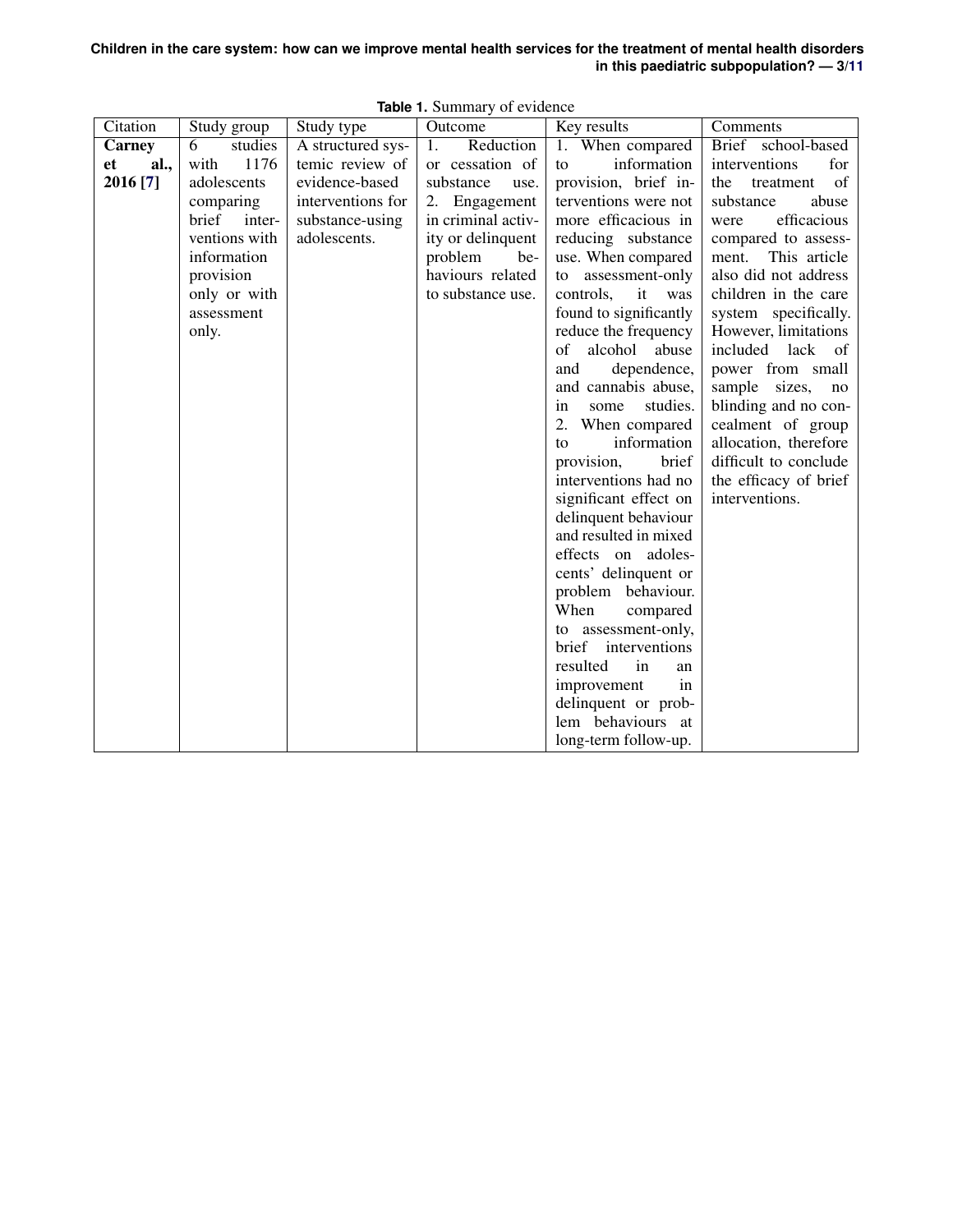**Table 1.** Summary of evidence

| Citation | Study group | Study type | Outcome | Key results | Comments |
|---|---|---|---|---|---|
| **Carney et al., 2016 [7]** | 6 studies with 1176 adolescents comparing brief interventions with information provision only or with assessment only. | A structured systemic review of evidence-based interventions for substance-using adolescents. | 1. Reduction or cessation of substance use. 2. Engagement in criminal activity or delinquent problem behaviours related to substance use. | 1. When compared to information provision, brief interventions were not more efficacious in reducing substance use. When compared to assessment-only controls, it was found to significantly reduce the frequency of alcohol abuse and dependence, and cannabis abuse, in some studies. 2. When compared to information provision, brief interventions had no significant effect on delinquent behaviour and resulted in mixed effects on adolescents' delinquent or problem behaviour. When compared to assessment-only, brief interventions resulted in an improvement in delinquent or problem behaviours at long-term follow-up. | Brief school-based interventions for the treatment of substance abuse were efficacious compared to assessment. This article also did not address children in the care system specifically. However, limitations included lack of power from small sample sizes, no blinding and no concealment of group allocation, therefore difficult to conclude the efficacy of brief interventions. |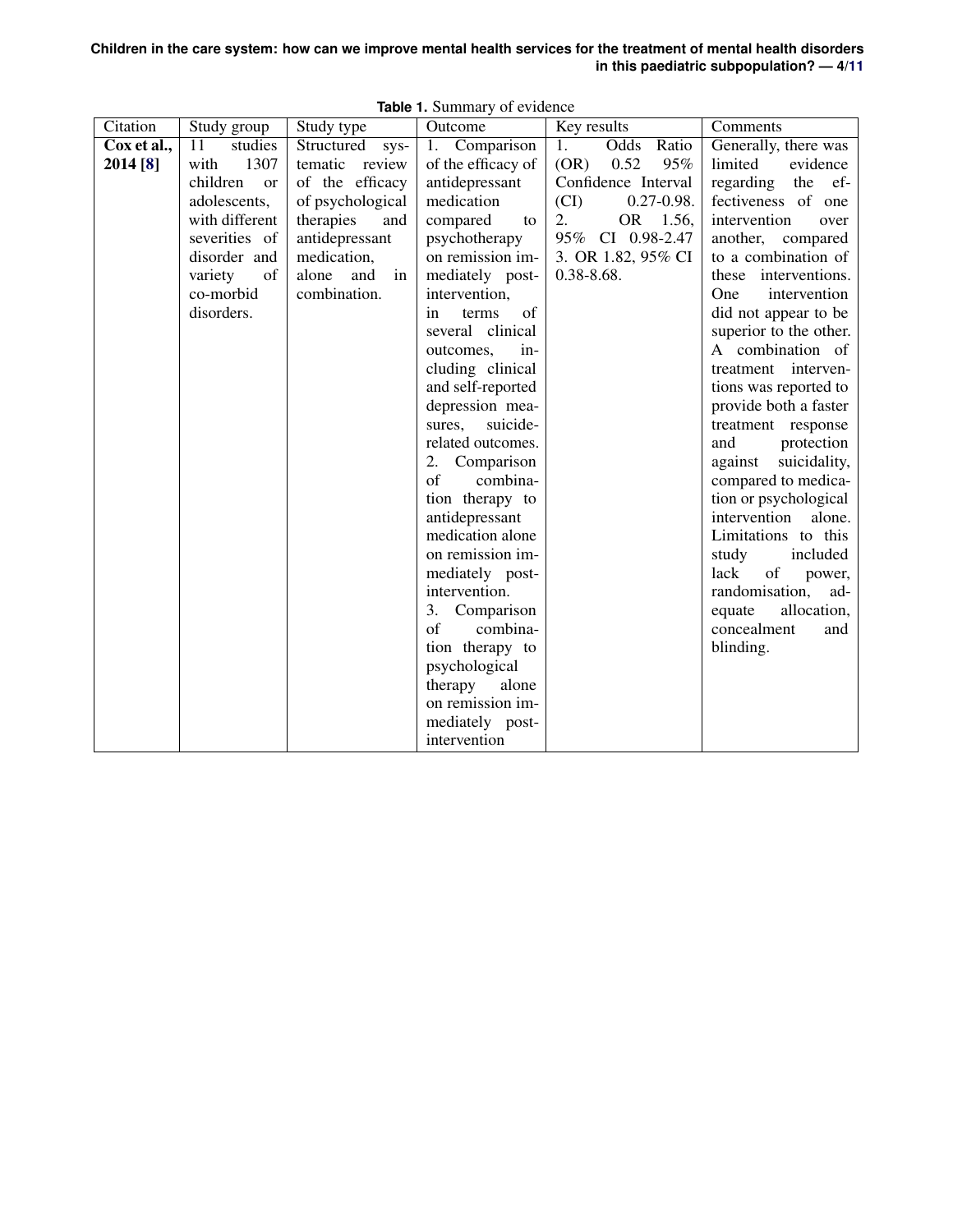**Table 1.** Summary of evidence

| Citation | Study group | Study type | Outcome | Key results | Comments |
| --- | --- | --- | --- | --- | --- |
| **Cox et al., 2014 [8]** | 11 studies with 1307 children or adolescents, with different severities of disorder and variety of co-morbid disorders. | Structured systematic review of the efficacy of psychological therapies and antidepressant medication, alone and in combination. | 1. Comparison of the efficacy of antidepressant medication compared to psychotherapy on remission immediately post-intervention, in terms of several clinical outcomes, including clinical and self-reported depression measures, suicide-related outcomes. 2. Comparison of combination therapy to antidepressant medication alone on remission immediately post-intervention. 3. Comparison of combination therapy to psychological therapy alone on remission immediately post-intervention | 1. Odds Ratio (OR) 0.52 95% Confidence Interval (CI) 0.27-0.98. 2. OR 1.56, 95% CI 0.98-2.47 3. OR 1.82, 95% CI 0.38-8.68. | Generally, there was limited evidence regarding the effectiveness of one intervention over another, compared to a combination of these interventions. One intervention did not appear to be superior to the other. A combination of treatment interventions was reported to provide both a faster treatment response and protection against suicidality, compared to medication or psychological intervention alone. Limitations to this study included lack of power, randomisation, adequate allocation, concealment and blinding. |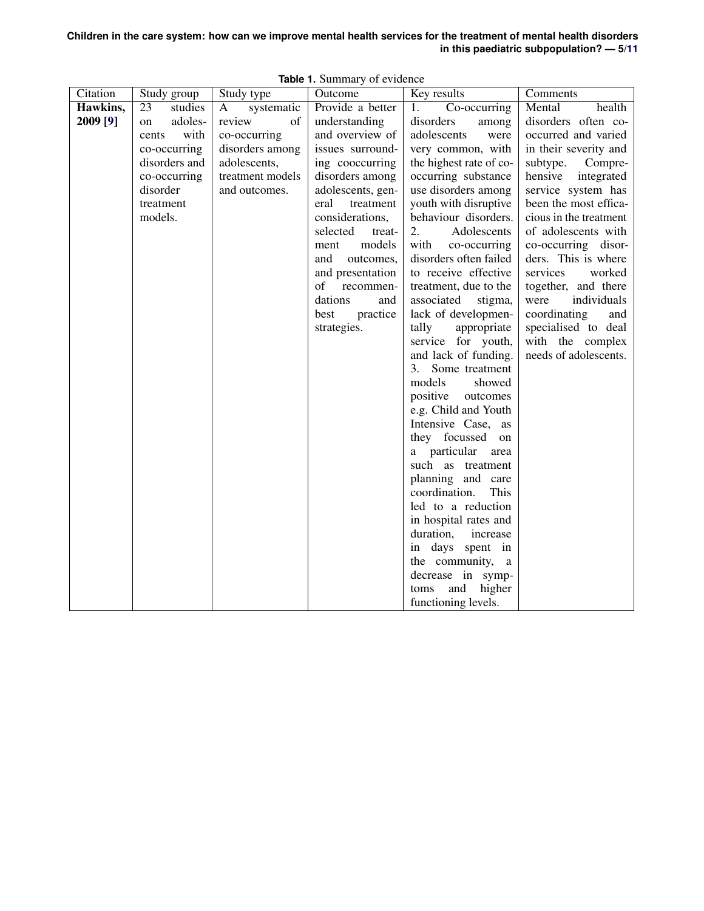**Table 1.** Summary of evidence

| Citation | Study group | Study type | Outcome | Key results | Comments |
|---|---|---|---|---|---|
| **Hawkins, 2009 [9]** | 23 studies on adolescents with co-occurring disorders and co-occurring disorder treatment models. | A systematic review of co-occurring disorders among adolescents, treatment models and outcomes. | Provide a better understanding and overview of issues surrounding cooccurring disorders among adolescents, general treatment considerations, selected treatment models and outcomes, and presentation of recommendations and best practice strategies. | 1. Co-occurring disorders among adolescents were very common, with the highest rate of co-occurring substance use disorders among youth with disruptive behaviour disorders. 2. Adolescents with co-occurring disorders often failed to receive effective treatment, due to the associated stigma, lack of developmentally appropriate service for youth, and lack of funding. 3. Some treatment models showed positive outcomes e.g. Child and Youth Intensive Case, as they focussed on a particular area such as treatment planning and care coordination. This led to a reduction in hospital rates and duration, increase in days spent in the community, a decrease in symptoms and higher functioning levels. | Mental health disorders often co-occurred and varied in their severity and subtype. Comprehensive integrated service system has been the most efficacious in the treatment of adolescents with co-occurring disorders. This is where services worked together, and there were individuals coordinating and specialised to deal with the complex needs of adolescents. |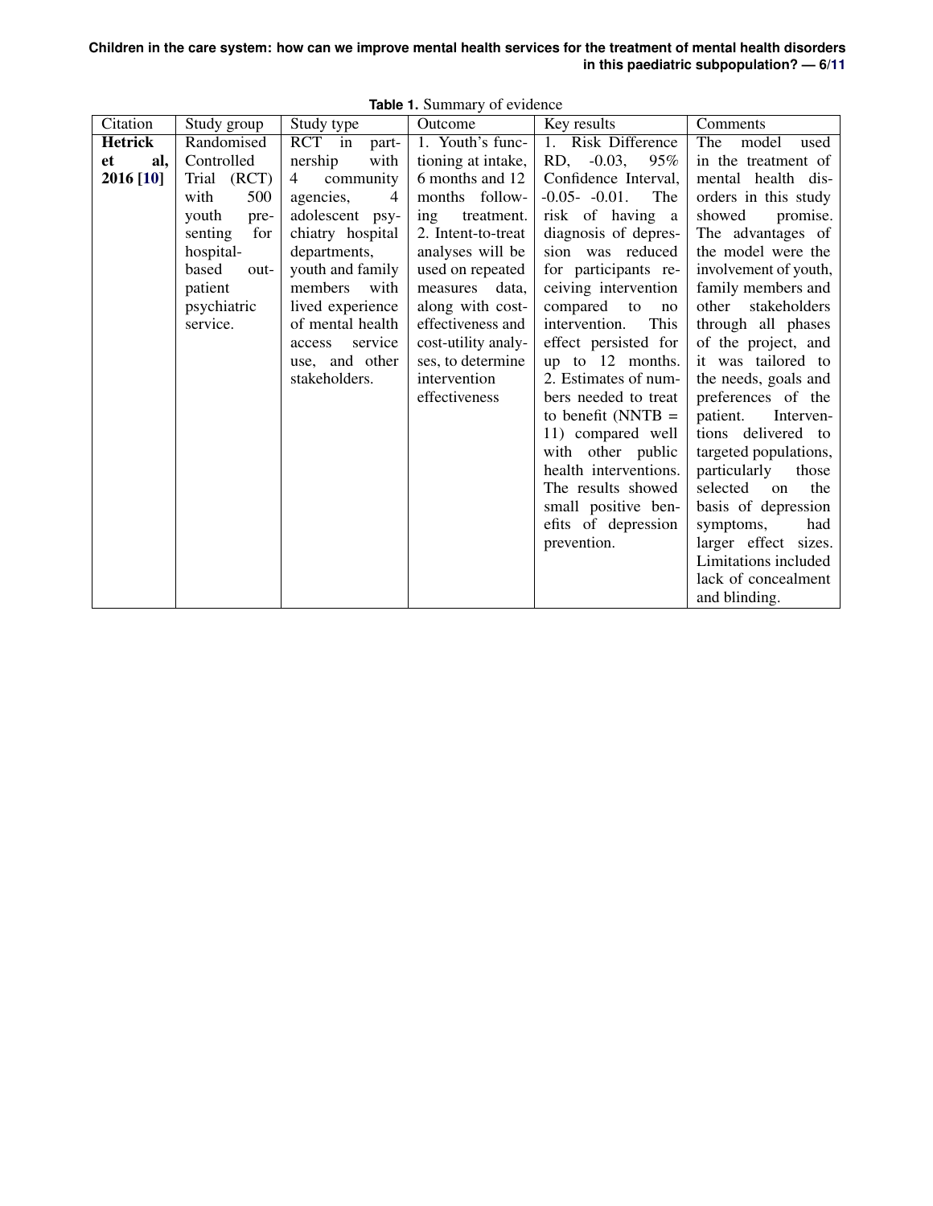**Table 1.** Summary of evidence

| Citation | Study group | Study type | Outcome | Key results | Comments |
|---|---|---|---|---|---|
| **Hetrick et al, 2016 [10]** | Randomised Controlled Trial (RCT) with 500 youth presenting for hospital-based outpatient psychiatric service. | RCT in partnership with 4 community agencies, 4 adolescent psychiatry hospital departments, youth and family members with lived experience of mental health access service use, and other stakeholders. | 1. Youth's functioning at intake, 6 months and 12 months following treatment. 2. Intent-to-treat analyses will be used on repeated measures data, along with cost-effectiveness and cost-utility analyses, to determine intervention effectiveness | 1. Risk Difference RD, -0.03, 95% Confidence Interval, -0.05- -0.01. The risk of having a diagnosis of depression was reduced for participants receiving intervention compared to no intervention. This effect persisted for up to 12 months. 2. Estimates of numbers needed to treat to benefit (NNTB = 11) compared well with other public health interventions. The results showed small positive benefits of depression prevention. | The model used in the treatment of mental health disorders in this study showed promise. The advantages of the model were the involvement of youth, family members and other stakeholders through all phases of the project, and it was tailored to the needs, goals and preferences of the patient. Interventions delivered to targeted populations, particularly those selected on the basis of depression symptoms, had larger effect sizes. Limitations included lack of concealment and blinding. |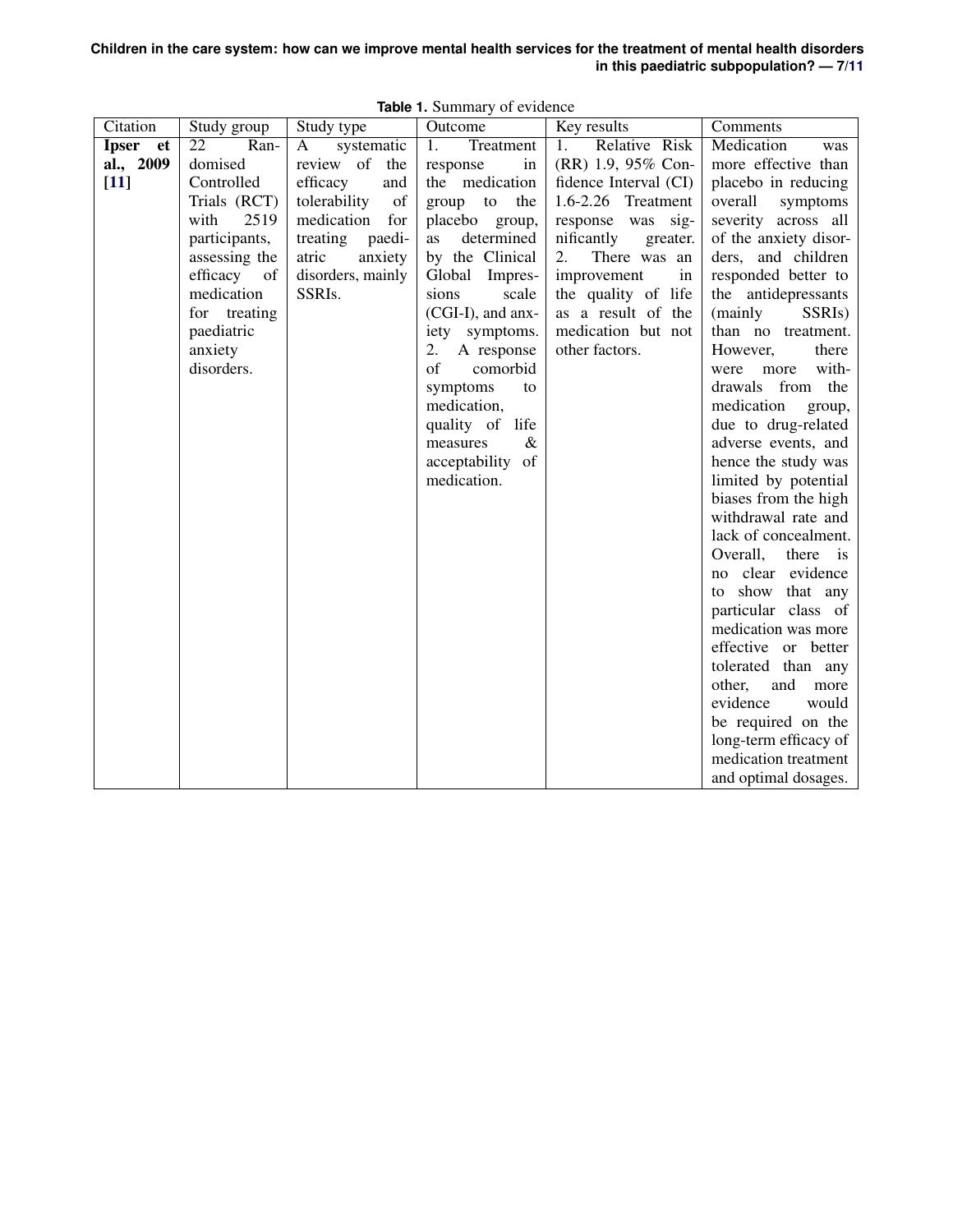**Table 1.** Summary of evidence

| Citation | Study group | Study type | Outcome | Key results | Comments |
|---|---|---|---|---|---|
| **Ipser et al., 2009 [11]** | 22 Randomised Controlled Trials (RCT) with 2519 participants, assessing the efficacy of medication for treating paediatric anxiety disorders. | A systematic review of the efficacy and tolerability of medication for treating paediatric anxiety disorders, mainly SSRIs. | 1. Treatment response in the medication group to the placebo group, as determined by the Clinical Global Impressions scale (CGI-I), and anxiety symptoms. 2. A response of comorbid symptoms to medication, quality of life measures & acceptability of medication. | 1. Relative Risk (RR) 1.9, 95% Confidence Interval (CI) 1.6-2.26 Treatment response was significantly greater. 2. There was an improvement in the quality of life as a result of the medication but not other factors. | Medication was more effective than placebo in reducing overall symptoms severity across all of the anxiety disorders, and children responded better to the antidepressants (mainly SSRIs) than no treatment. However, there were more withdrawals from the medication group, due to drug-related adverse events, and hence the study was limited by potential biases from the high withdrawal rate and lack of concealment. Overall, there is no clear evidence to show that any particular class of medication was more effective or better tolerated than any other, and more evidence would be required on the long-term efficacy of medication treatment and optimal dosages. |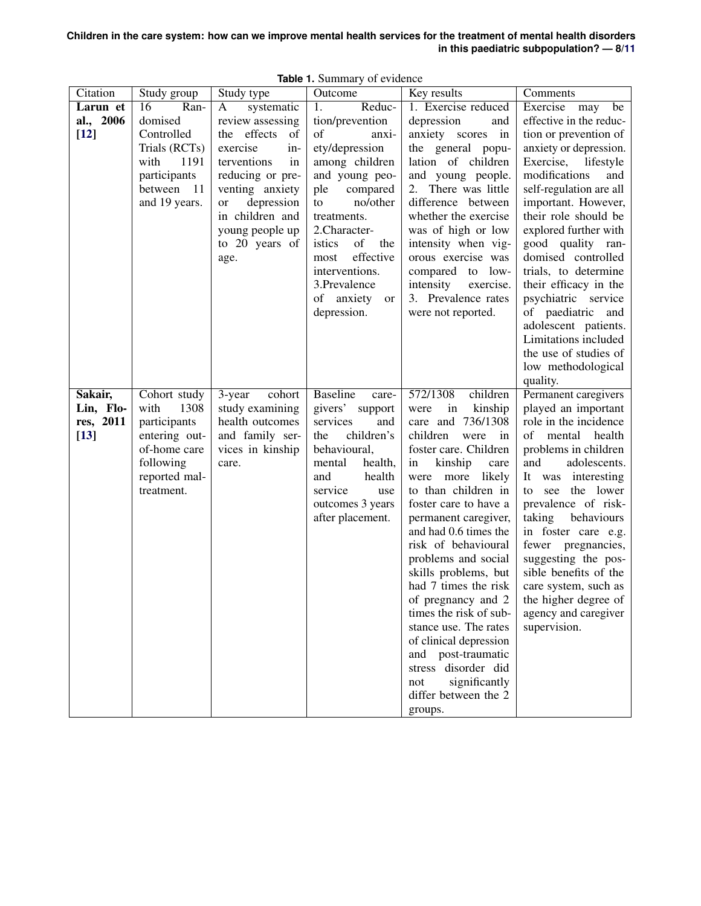**Table 1.** Summary of evidence

| Citation | Study group | Study type | Outcome | Key results | Comments |
|---|---|---|---|---|---|
| **Larun et al., 2006 [12]** | 16 Randomised Controlled Trials (RCTs) with 1191 participants between 11 and 19 years. | A systematic review assessing the effects of exercise interventions in reducing or preventing anxiety or depression in children and young people up to 20 years of age. | 1. Reduction/prevention of anxiety/depression among children and young people compared to no/other treatments. 2.Characteristics of the most effective interventions. 3.Prevalence of anxiety or depression. | 1. Exercise reduced depression and anxiety scores in the general population of children and young people. 2. There was little difference between whether the exercise was of high or low intensity when vigorous exercise was compared to low-intensity exercise. 3. Prevalence rates were not reported. | Exercise may be effective in the reduction or prevention of anxiety or depression. Exercise, lifestyle modifications and self-regulation are all important. However, their role should be explored further with good quality randomised controlled trials, to determine their efficacy in the psychiatric service of paediatric and adolescent patients. Limitations included the use of studies of low methodological quality. |
| **Sakair, Lin, Flores, 2011 [13]** | Cohort study with 1308 participants entering out-of-home care following reported maltreatment. | 3-year cohort study examining health outcomes and family services in kinship care. | Baseline caregivers' support services and the children's behavioural, mental health, and health service use outcomes 3 years after placement. | 572/1308 children were in kinship care and 736/1308 children were in foster care. Children in kinship care were more likely to than children in foster care to have a permanent caregiver, and had 0.6 times the risk of behavioural problems and social skills problems, but had 7 times the risk of pregnancy and 2 times the risk of substance use. The rates of clinical depression and post-traumatic stress disorder did not significantly differ between the 2 groups. | Permanent caregivers played an important role in the incidence of mental health problems in children and adolescents. It was interesting to see the lower prevalence of risk-taking behaviours in foster care e.g. fewer pregnancies, suggesting the possible benefits of the care system, such as the higher degree of agency and caregiver supervision. |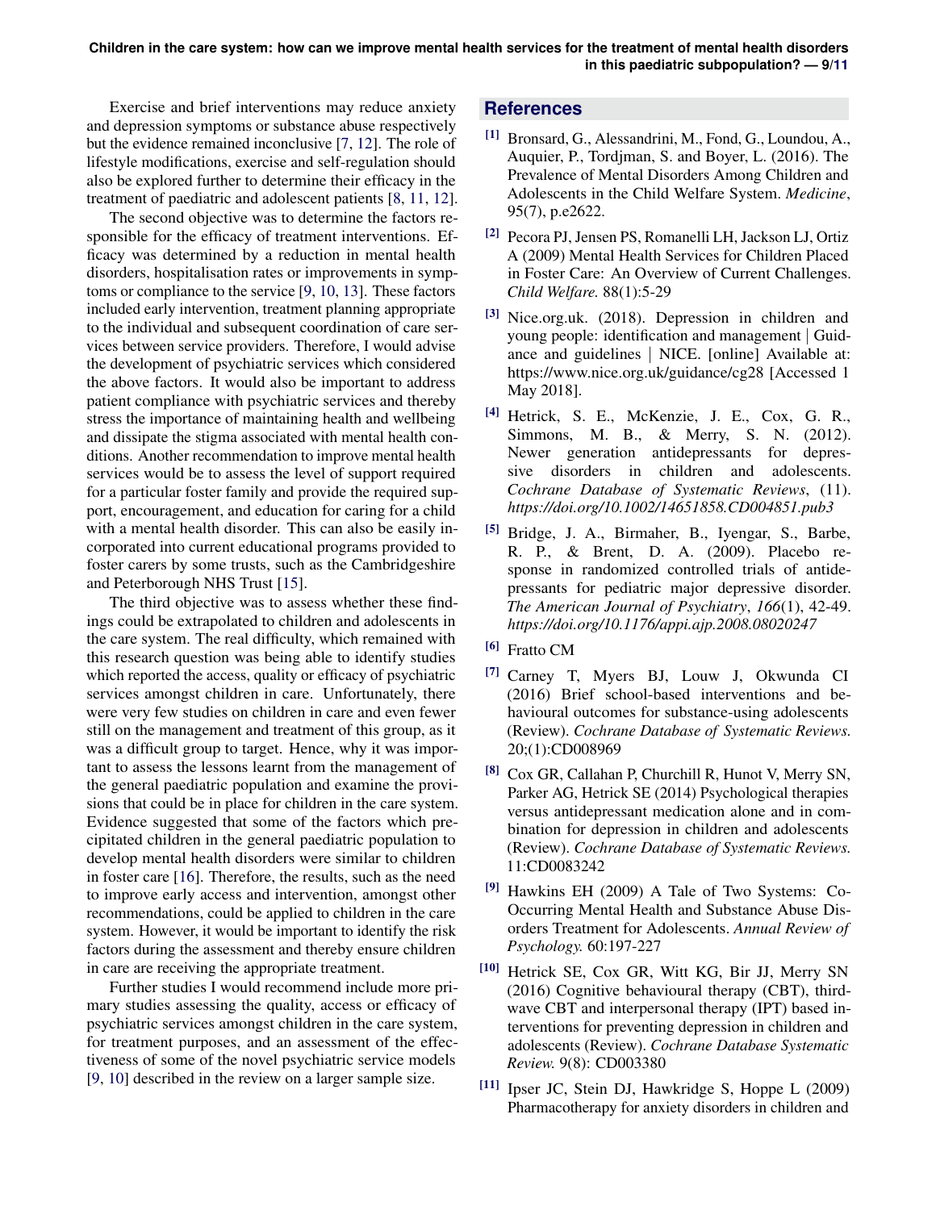Exercise and brief interventions may reduce anxiety and depression symptoms or substance abuse respectively but the evidence remained inconclusive [7, 12]. The role of lifestyle modifications, exercise and self-regulation should also be explored further to determine their efficacy in the treatment of paediatric and adolescent patients [8, 11, 12].

The second objective was to determine the factors responsible for the efficacy of treatment interventions. Efficacy was determined by a reduction in mental health disorders, hospitalisation rates or improvements in symptoms or compliance to the service [9, 10, 13]. These factors included early intervention, treatment planning appropriate to the individual and subsequent coordination of care services between service providers. Therefore, I would advise the development of psychiatric services which considered the above factors. It would also be important to address patient compliance with psychiatric services and thereby stress the importance of maintaining health and wellbeing and dissipate the stigma associated with mental health conditions. Another recommendation to improve mental health services would be to assess the level of support required for a particular foster family and provide the required support, encouragement, and education for caring for a child with a mental health disorder. This can also be easily incorporated into current educational programs provided to foster carers by some trusts, such as the Cambridgeshire and Peterborough NHS Trust [15].

The third objective was to assess whether these findings could be extrapolated to children and adolescents in the care system. The real difficulty, which remained with this research question was being able to identify studies which reported the access, quality or efficacy of psychiatric services amongst children in care. Unfortunately, there were very few studies on children in care and even fewer still on the management and treatment of this group, as it was a difficult group to target. Hence, why it was important to assess the lessons learnt from the management of the general paediatric population and examine the provisions that could be in place for children in the care system. Evidence suggested that some of the factors which precipitated children in the general paediatric population to develop mental health disorders were similar to children in foster care [16]. Therefore, the results, such as the need to improve early access and intervention, amongst other recommendations, could be applied to children in the care system. However, it would be important to identify the risk factors during the assessment and thereby ensure children in care are receiving the appropriate treatment.

Further studies I would recommend include more primary studies assessing the quality, access or efficacy of psychiatric services amongst children in the care system, for treatment purposes, and an assessment of the effectiveness of some of the novel psychiatric service models [9, 10] described in the review on a larger sample size.

## References

[1] Bronsard, G., Alessandrini, M., Fond, G., Loundou, A., Auquier, P., Tordjman, S. and Boyer, L. (2016). The Prevalence of Mental Disorders Among Children and Adolescents in the Child Welfare System. *Medicine*, 95(7), p.e2622.

[2] Pecora PJ, Jensen PS, Romanelli LH, Jackson LJ, Ortiz A (2009) Mental Health Services for Children Placed in Foster Care: An Overview of Current Challenges. *Child Welfare.* 88(1):5-29

[3] Nice.org.uk. (2018). Depression in children and young people: identification and management | Guidance and guidelines | NICE. [online] Available at: https://www.nice.org.uk/guidance/cg28 [Accessed 1 May 2018].

[4] Hetrick, S. E., McKenzie, J. E., Cox, G. R., Simmons, M. B., & Merry, S. N. (2012). Newer generation antidepressants for depressive disorders in children and adolescents. *Cochrane Database of Systematic Reviews*, (11). *https://doi.org/10.1002/14651858.CD004851.pub3*

[5] Bridge, J. A., Birmaher, B., Iyengar, S., Barbe, R. P., & Brent, D. A. (2009). Placebo response in randomized controlled trials of antidepressants for pediatric major depressive disorder. *The American Journal of Psychiatry*, *166*(1), 42-49. *https://doi.org/10.1176/appi.ajp.2008.08020247*

[6] Fratto CM

[7] Carney T, Myers BJ, Louw J, Okwunda CI (2016) Brief school-based interventions and behavioural outcomes for substance-using adolescents (Review). *Cochrane Database of Systematic Reviews.* 20;(1):CD008969

[8] Cox GR, Callahan P, Churchill R, Hunot V, Merry SN, Parker AG, Hetrick SE (2014) Psychological therapies versus antidepressant medication alone and in combination for depression in children and adolescents (Review). *Cochrane Database of Systematic Reviews.* 11:CD0083242

[9] Hawkins EH (2009) A Tale of Two Systems: Co-Occurring Mental Health and Substance Abuse Disorders Treatment for Adolescents. *Annual Review of Psychology.* 60:197-227

[10] Hetrick SE, Cox GR, Witt KG, Bir JJ, Merry SN (2016) Cognitive behavioural therapy (CBT), third-wave CBT and interpersonal therapy (IPT) based interventions for preventing depression in children and adolescents (Review). *Cochrane Database Systematic Review.* 9(8): CD003380

[11] Ipser JC, Stein DJ, Hawkridge S, Hoppe L (2009) Pharmacotherapy for anxiety disorders in children and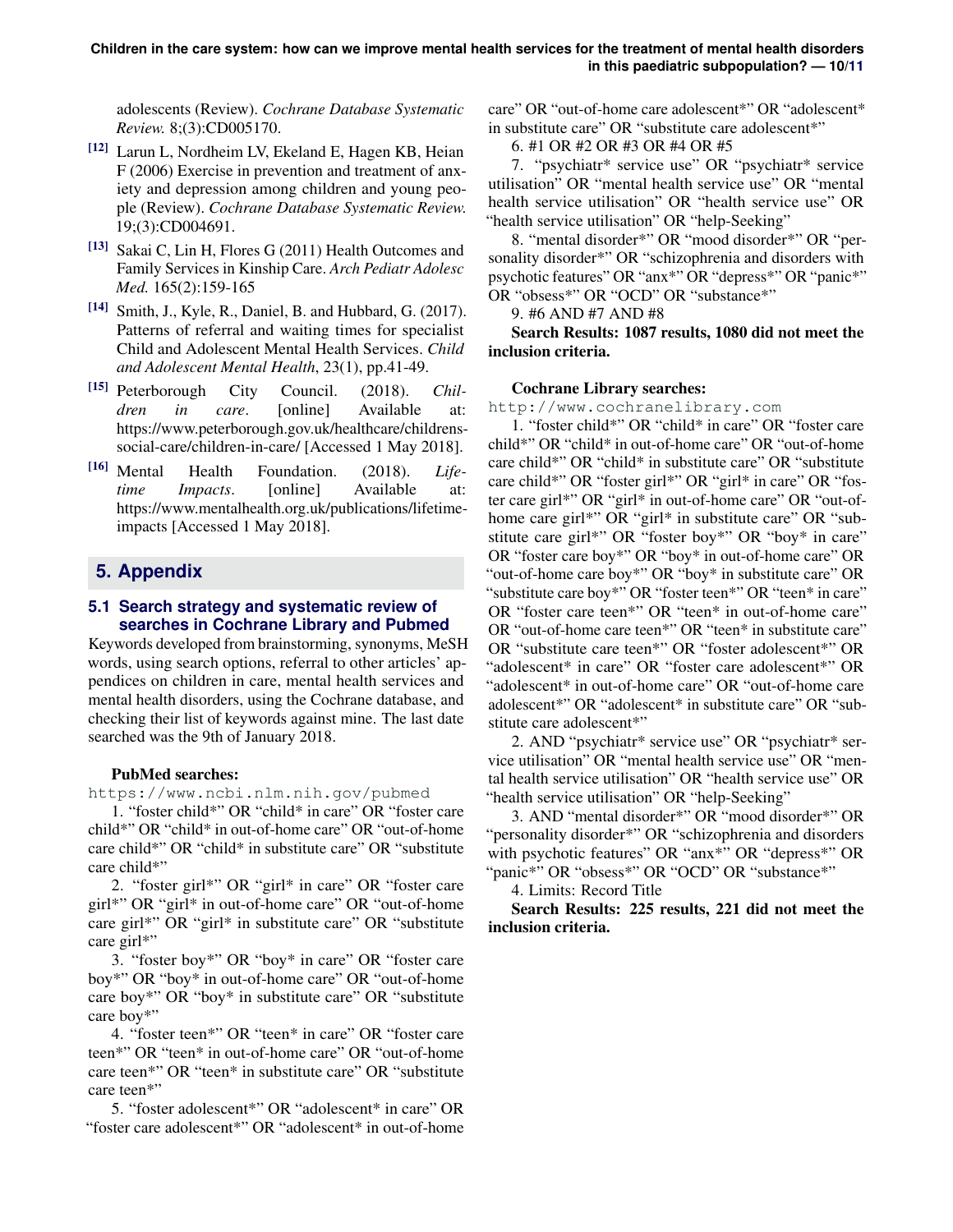adolescents (Review). *Cochrane Database Systematic Review.* 8;(3):CD005170.

[12] Larun L, Nordheim LV, Ekeland E, Hagen KB, Heian F (2006) Exercise in prevention and treatment of anxiety and depression among children and young people (Review). *Cochrane Database Systematic Review.* 19;(3):CD004691.

[13] Sakai C, Lin H, Flores G (2011) Health Outcomes and Family Services in Kinship Care. *Arch Pediatr Adolesc Med.* 165(2):159-165

[14] Smith, J., Kyle, R., Daniel, B. and Hubbard, G. (2017). Patterns of referral and waiting times for specialist Child and Adolescent Mental Health Services. *Child and Adolescent Mental Health*, 23(1), pp.41-49.

[15] Peterborough City Council. (2018). *Children in care*. [online] Available at: https://www.peterborough.gov.uk/healthcare/childrens-social-care/children-in-care/ [Accessed 1 May 2018].

[16] Mental Health Foundation. (2018). *Lifetime Impacts*. [online] Available at: https://www.mentalhealth.org.uk/publications/lifetime-impacts [Accessed 1 May 2018].

# 5. Appendix

## 5.1 Search strategy and systematic review of searches in Cochrane Library and Pubmed

Keywords developed from brainstorming, synonyms, MeSH words, using search options, referral to other articles' appendices on children in care, mental health services and mental health disorders, using the Cochrane database, and checking their list of keywords against mine. The last date searched was the 9th of January 2018.

**PubMed searches:**

https://www.ncbi.nlm.nih.gov/pubmed

1. "foster child*" OR "child* in care" OR "foster care child*" OR "child* in out-of-home care" OR "out-of-home care child*" OR "child* in substitute care" OR "substitute care child*"

2. "foster girl*" OR "girl* in care" OR "foster care girl*" OR "girl* in out-of-home care" OR "out-of-home care girl*" OR "girl* in substitute care" OR "substitute care girl*"

3. "foster boy*" OR "boy* in care" OR "foster care boy*" OR "boy* in out-of-home care" OR "out-of-home care boy*" OR "boy* in substitute care" OR "substitute care boy*"

4. "foster teen*" OR "teen* in care" OR "foster care teen*" OR "teen* in out-of-home care" OR "out-of-home care teen*" OR "teen* in substitute care" OR "substitute care teen*"

5. "foster adolescent*" OR "adolescent* in care" OR "foster care adolescent*" OR "adolescent* in out-of-home care" OR "out-of-home care adolescent*" OR "adolescent* in substitute care" OR "substitute care adolescent*"

6. #1 OR #2 OR #3 OR #4 OR #5

7. "psychiatr* service use" OR "psychiatr* service utilisation" OR "mental health service use" OR "mental health service utilisation" OR "health service use" OR "health service utilisation" OR "help-Seeking"

8. "mental disorder*" OR "mood disorder*" OR "personality disorder*" OR "schizophrenia and disorders with psychotic features" OR "anx*" OR "depress*" OR "panic*" OR "obsess*" OR "OCD" OR "substance*"

9. #6 AND #7 AND #8

**Search Results: 1087 results, 1080 did not meet the inclusion criteria.**

**Cochrane Library searches:**

http://www.cochranelibrary.com

1. "foster child*" OR "child* in care" OR "foster care child*" OR "child* in out-of-home care" OR "out-of-home care child*" OR "child* in substitute care" OR "substitute care child*" OR "foster girl*" OR "girl* in care" OR "foster care girl*" OR "girl* in out-of-home care" OR "out-of-home care girl*" OR "girl* in substitute care" OR "substitute care girl*" OR "foster boy*" OR "boy* in care" OR "foster care boy*" OR "boy* in out-of-home care" OR "out-of-home care boy*" OR "boy* in substitute care" OR "substitute care boy*" OR "foster teen*" OR "teen* in care" OR "foster care teen*" OR "teen* in out-of-home care" OR "out-of-home care teen*" OR "teen* in substitute care" OR "substitute care teen*" OR "foster adolescent*" OR "adolescent* in care" OR "foster care adolescent*" OR "adolescent* in out-of-home care" OR "out-of-home care adolescent*" OR "adolescent* in substitute care" OR "substitute care adolescent*"

2. AND "psychiatr* service use" OR "psychiatr* service utilisation" OR "mental health service use" OR "mental health service utilisation" OR "health service use" OR "health service utilisation" OR "help-Seeking"

3. AND "mental disorder*" OR "mood disorder*" OR "personality disorder*" OR "schizophrenia and disorders with psychotic features" OR "anx*" OR "depress*" OR "panic*" OR "obsess*" OR "OCD" OR "substance*"

4. Limits: Record Title

**Search Results: 225 results, 221 did not meet the inclusion criteria.**